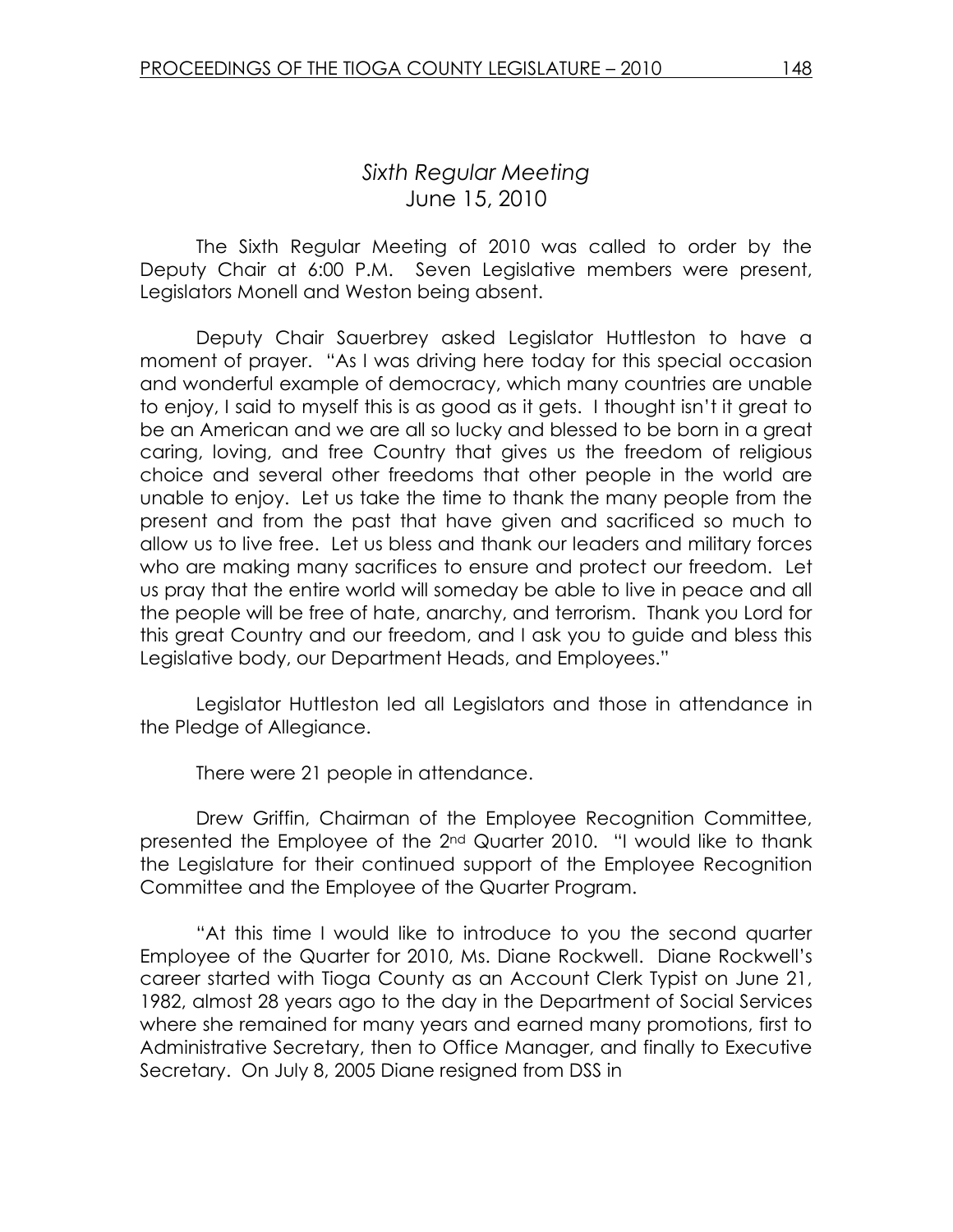## *Sixth Regular Meeting*
## June 15, 2010

The Sixth Regular Meeting of 2010 was called to order by the Deputy Chair at 6:00 P.M. Seven Legislative members were present, Legislators Monell and Weston being absent.

Deputy Chair Sauerbrey asked Legislator Huttleston to have a moment of prayer. "As I was driving here today for this special occasion and wonderful example of democracy, which many countries are unable to enjoy, I said to myself this is as good as it gets. I thought isn't it great to be an American and we are all so lucky and blessed to be born in a great caring, loving, and free Country that gives us the freedom of religious choice and several other freedoms that other people in the world are unable to enjoy. Let us take the time to thank the many people from the present and from the past that have given and sacrificed so much to allow us to live free. Let us bless and thank our leaders and military forces who are making many sacrifices to ensure and protect our freedom. Let us pray that the entire world will someday be able to live in peace and all the people will be free of hate, anarchy, and terrorism. Thank you Lord for this great Country and our freedom, and I ask you to guide and bless this Legislative body, our Department Heads, and Employees."

Legislator Huttleston led all Legislators and those in attendance in the Pledge of Allegiance.

There were 21 people in attendance.

Drew Griffin, Chairman of the Employee Recognition Committee, presented the Employee of the 2nd Quarter 2010. "I would like to thank the Legislature for their continued support of the Employee Recognition Committee and the Employee of the Quarter Program.

"At this time I would like to introduce to you the second quarter Employee of the Quarter for 2010, Ms. Diane Rockwell. Diane Rockwell's career started with Tioga County as an Account Clerk Typist on June 21, 1982, almost 28 years ago to the day in the Department of Social Services where she remained for many years and earned many promotions, first to Administrative Secretary, then to Office Manager, and finally to Executive Secretary. On July 8, 2005 Diane resigned from DSS in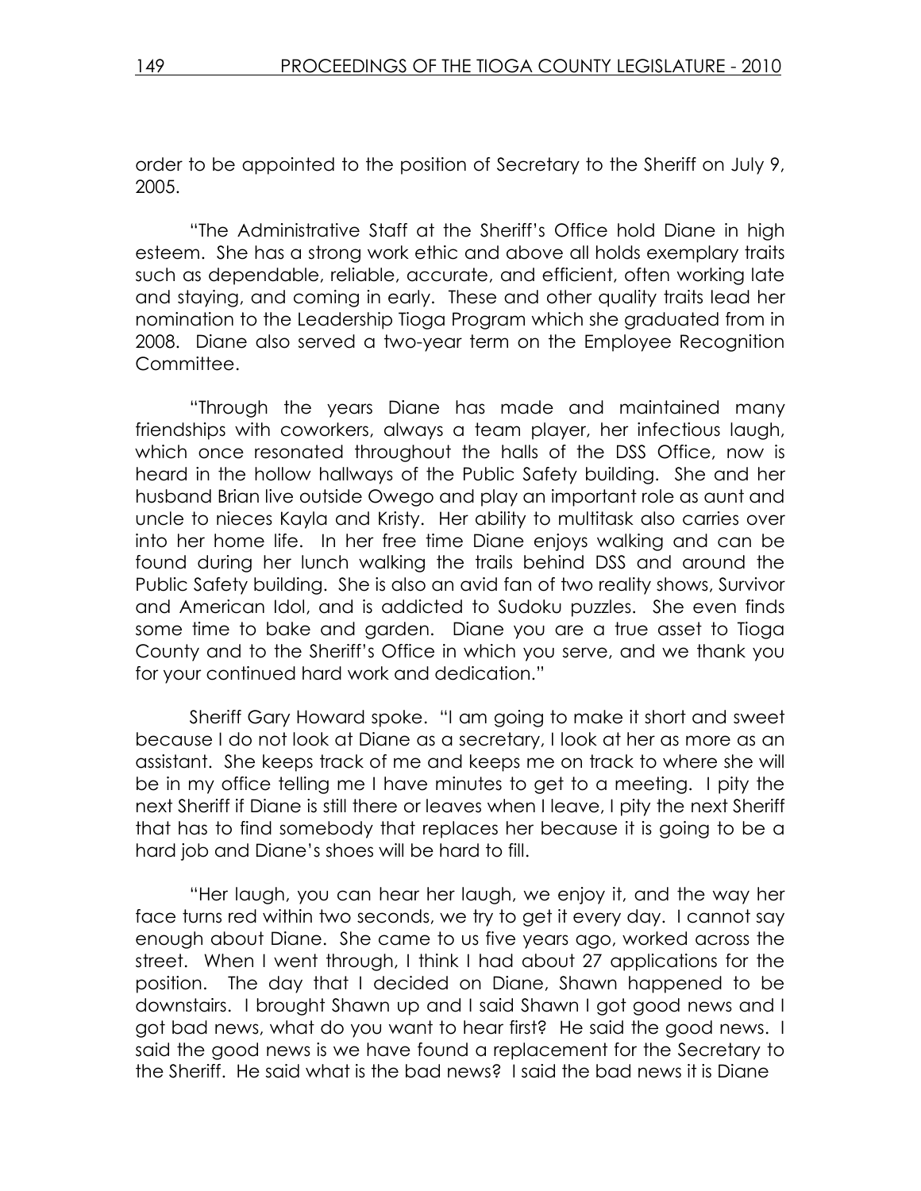order to be appointed to the position of Secretary to the Sheriff on July 9, 2005.

"The Administrative Staff at the Sheriff's Office hold Diane in high esteem. She has a strong work ethic and above all holds exemplary traits such as dependable, reliable, accurate, and efficient, often working late and staying, and coming in early. These and other quality traits lead her nomination to the Leadership Tioga Program which she graduated from in 2008. Diane also served a two-year term on the Employee Recognition Committee.

"Through the years Diane has made and maintained many friendships with coworkers, always a team player, her infectious laugh, which once resonated throughout the halls of the DSS Office, now is heard in the hollow hallways of the Public Safety building. She and her husband Brian live outside Owego and play an important role as aunt and uncle to nieces Kayla and Kristy. Her ability to multitask also carries over into her home life. In her free time Diane enjoys walking and can be found during her lunch walking the trails behind DSS and around the Public Safety building. She is also an avid fan of two reality shows, Survivor and American Idol, and is addicted to Sudoku puzzles. She even finds some time to bake and garden. Diane you are a true asset to Tioga County and to the Sheriff's Office in which you serve, and we thank you for your continued hard work and dedication."

Sheriff Gary Howard spoke. "I am going to make it short and sweet because I do not look at Diane as a secretary, I look at her as more as an assistant. She keeps track of me and keeps me on track to where she will be in my office telling me I have minutes to get to a meeting. I pity the next Sheriff if Diane is still there or leaves when I leave, I pity the next Sheriff that has to find somebody that replaces her because it is going to be a hard job and Diane's shoes will be hard to fill.

"Her laugh, you can hear her laugh, we enjoy it, and the way her face turns red within two seconds, we try to get it every day. I cannot say enough about Diane. She came to us five years ago, worked across the street. When I went through, I think I had about 27 applications for the position. The day that I decided on Diane, Shawn happened to be downstairs. I brought Shawn up and I said Shawn I got good news and I got bad news, what do you want to hear first? He said the good news. I said the good news is we have found a replacement for the Secretary to the Sheriff. He said what is the bad news? I said the bad news it is Diane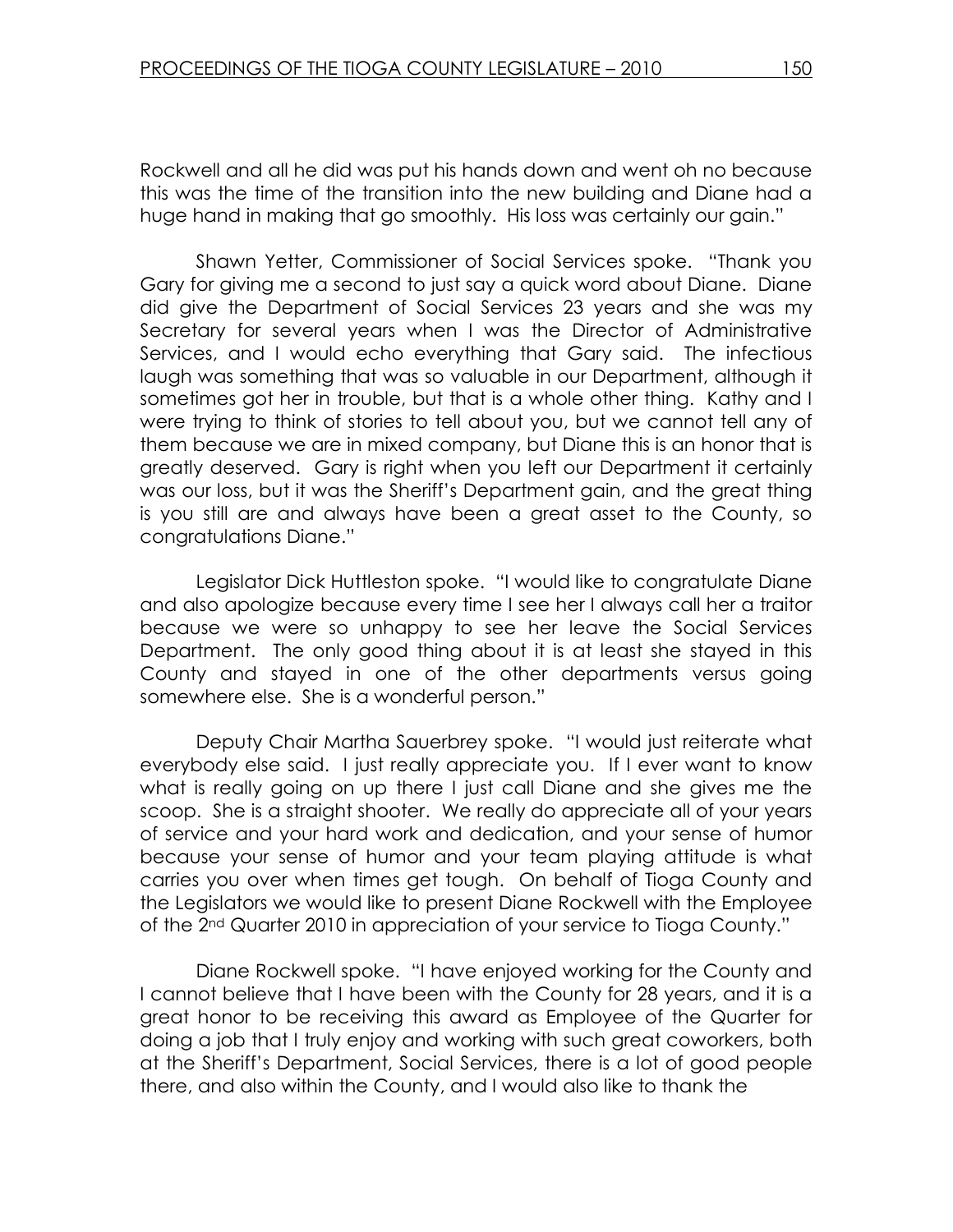Rockwell and all he did was put his hands down and went oh no because this was the time of the transition into the new building and Diane had a huge hand in making that go smoothly. His loss was certainly our gain."

Shawn Yetter, Commissioner of Social Services spoke. "Thank you Gary for giving me a second to just say a quick word about Diane. Diane did give the Department of Social Services 23 years and she was my Secretary for several years when I was the Director of Administrative Services, and I would echo everything that Gary said. The infectious laugh was something that was so valuable in our Department, although it sometimes got her in trouble, but that is a whole other thing. Kathy and I were trying to think of stories to tell about you, but we cannot tell any of them because we are in mixed company, but Diane this is an honor that is greatly deserved. Gary is right when you left our Department it certainly was our loss, but it was the Sheriff's Department gain, and the great thing is you still are and always have been a great asset to the County, so congratulations Diane."

Legislator Dick Huttleston spoke. "I would like to congratulate Diane and also apologize because every time I see her I always call her a traitor because we were so unhappy to see her leave the Social Services Department. The only good thing about it is at least she stayed in this County and stayed in one of the other departments versus going somewhere else. She is a wonderful person."

Deputy Chair Martha Sauerbrey spoke. "I would just reiterate what everybody else said. I just really appreciate you. If I ever want to know what is really going on up there I just call Diane and she gives me the scoop. She is a straight shooter. We really do appreciate all of your years of service and your hard work and dedication, and your sense of humor because your sense of humor and your team playing attitude is what carries you over when times get tough. On behalf of Tioga County and the Legislators we would like to present Diane Rockwell with the Employee of the 2nd Quarter 2010 in appreciation of your service to Tioga County."

Diane Rockwell spoke. "I have enjoyed working for the County and I cannot believe that I have been with the County for 28 years, and it is a great honor to be receiving this award as Employee of the Quarter for doing a job that I truly enjoy and working with such great coworkers, both at the Sheriff's Department, Social Services, there is a lot of good people there, and also within the County, and I would also like to thank the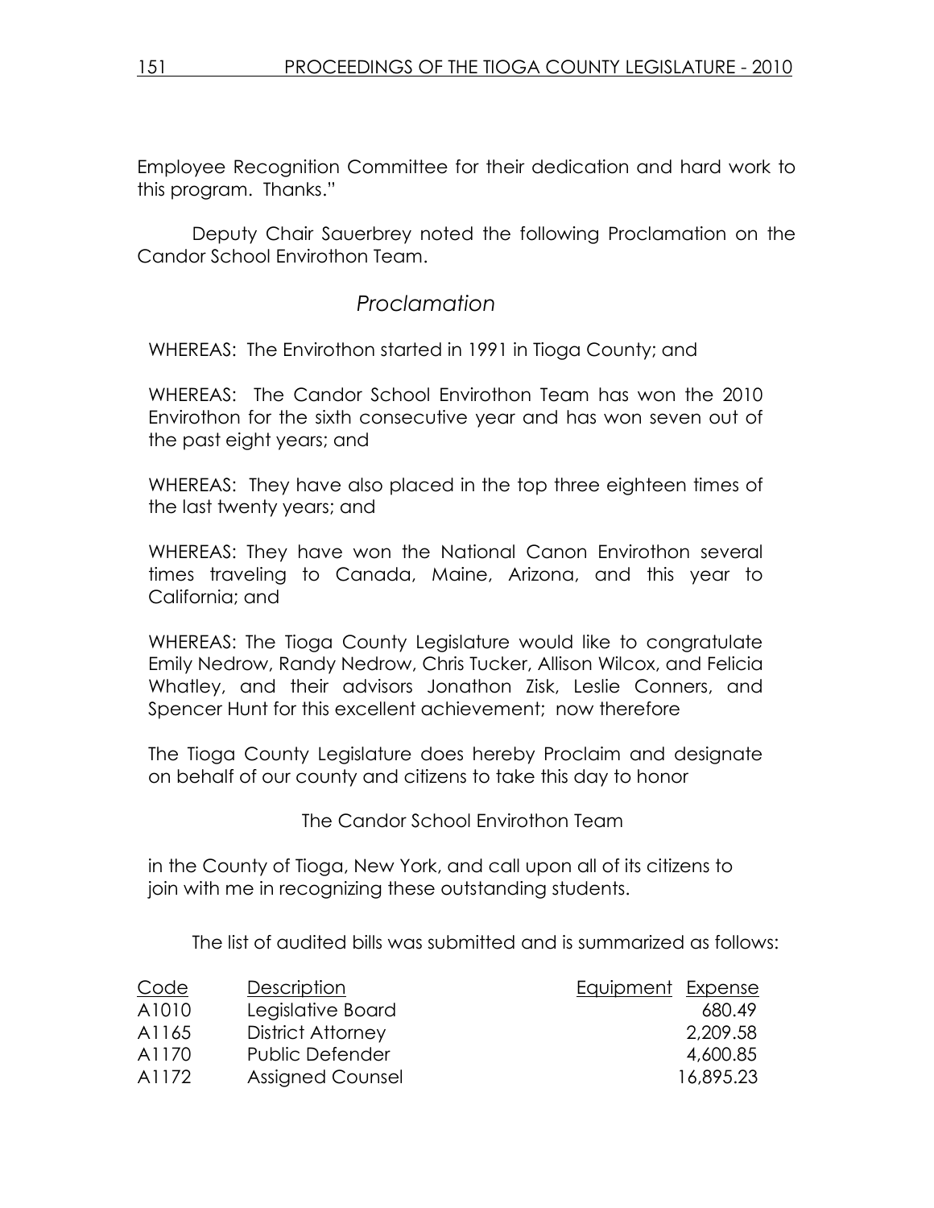Employee Recognition Committee for their dedication and hard work to this program. Thanks."

Deputy Chair Sauerbrey noted the following Proclamation on the Candor School Envirothon Team.

## *Proclamation*

WHEREAS: The Envirothon started in 1991 in Tioga County; and

WHEREAS: The Candor School Envirothon Team has won the 2010 Envirothon for the sixth consecutive year and has won seven out of the past eight years; and

WHEREAS: They have also placed in the top three eighteen times of the last twenty years; and

WHEREAS: They have won the National Canon Envirothon several times traveling to Canada, Maine, Arizona, and this year to California; and

WHEREAS: The Tioga County Legislature would like to congratulate Emily Nedrow, Randy Nedrow, Chris Tucker, Allison Wilcox, and Felicia Whatley, and their advisors Jonathon Zisk, Leslie Conners, and Spencer Hunt for this excellent achievement; now therefore

The Tioga County Legislature does hereby Proclaim and designate on behalf of our county and citizens to take this day to honor

The Candor School Envirothon Team

in the County of Tioga, New York, and call upon all of its citizens to join with me in recognizing these outstanding students.

The list of audited bills was submitted and is summarized as follows:

| Code | Description | Equipment | Expense |
|---|---|---|---|
| A1010 | Legislative Board | | 680.49 |
| A1165 | District Attorney | | 2,209.58 |
| A1170 | Public Defender | | 4,600.85 |
| A1172 | Assigned Counsel | | 16,895.23 |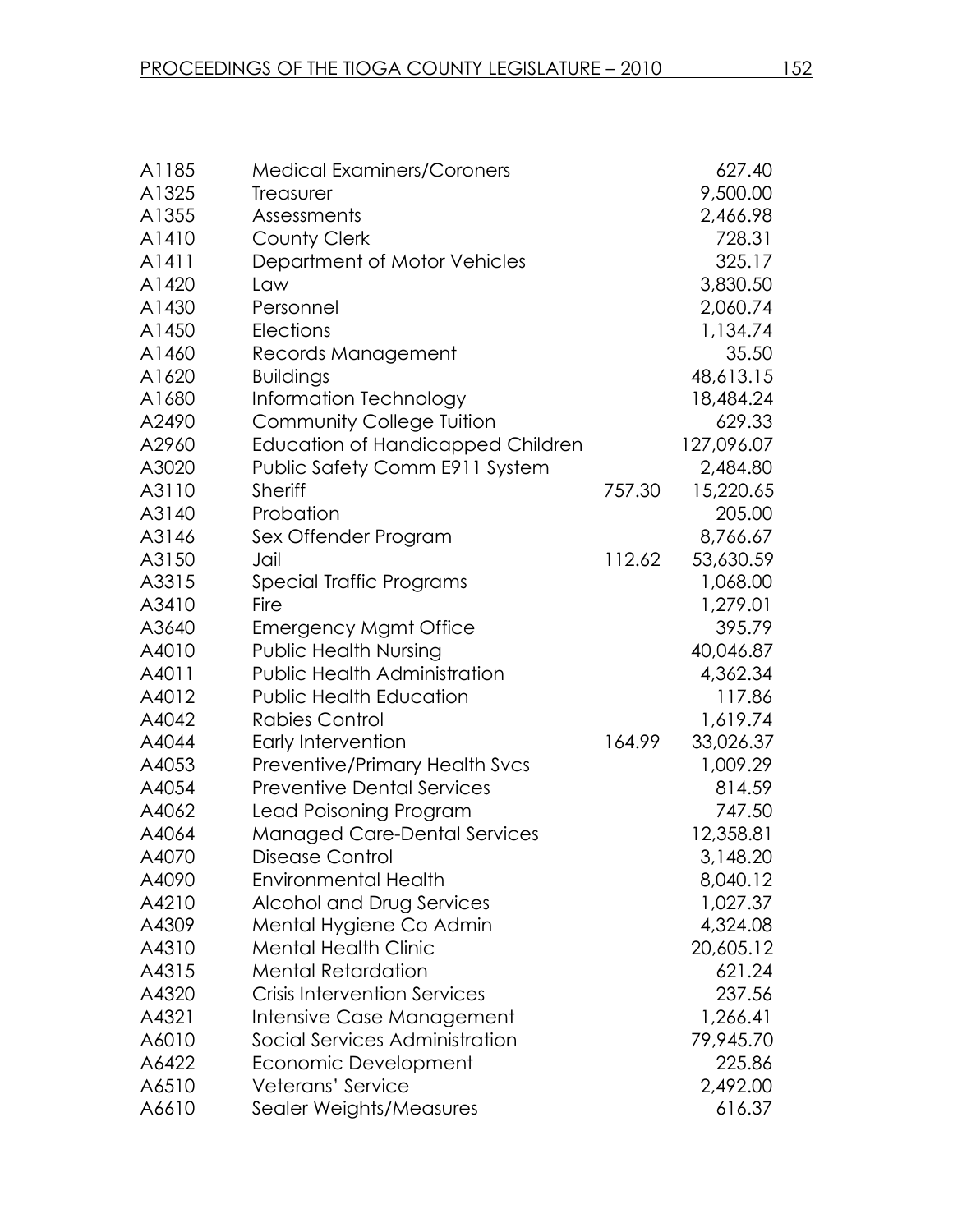| | | | |
|---|---|---|---|
| A1185 | Medical Examiners/Coroners | | 627.40 |
| A1325 | Treasurer | | 9,500.00 |
| A1355 | Assessments | | 2,466.98 |
| A1410 | County Clerk | | 728.31 |
| A1411 | Department of Motor Vehicles | | 325.17 |
| A1420 | Law | | 3,830.50 |
| A1430 | Personnel | | 2,060.74 |
| A1450 | Elections | | 1,134.74 |
| A1460 | Records Management | | 35.50 |
| A1620 | Buildings | | 48,613.15 |
| A1680 | Information Technology | | 18,484.24 |
| A2490 | Community College Tuition | | 629.33 |
| A2960 | Education of Handicapped Children | | 127,096.07 |
| A3020 | Public Safety Comm E911 System | | 2,484.80 |
| A3110 | Sheriff | 757.30 | 15,220.65 |
| A3140 | Probation | | 205.00 |
| A3146 | Sex Offender Program | | 8,766.67 |
| A3150 | Jail | 112.62 | 53,630.59 |
| A3315 | Special Traffic Programs | | 1,068.00 |
| A3410 | Fire | | 1,279.01 |
| A3640 | Emergency Mgmt Office | | 395.79 |
| A4010 | Public Health Nursing | | 40,046.87 |
| A4011 | Public Health Administration | | 4,362.34 |
| A4012 | Public Health Education | | 117.86 |
| A4042 | Rabies Control | | 1,619.74 |
| A4044 | Early Intervention | 164.99 | 33,026.37 |
| A4053 | Preventive/Primary Health Svcs | | 1,009.29 |
| A4054 | Preventive Dental Services | | 814.59 |
| A4062 | Lead Poisoning Program | | 747.50 |
| A4064 | Managed Care-Dental Services | | 12,358.81 |
| A4070 | Disease Control | | 3,148.20 |
| A4090 | Environmental Health | | 8,040.12 |
| A4210 | Alcohol and Drug Services | | 1,027.37 |
| A4309 | Mental Hygiene Co Admin | | 4,324.08 |
| A4310 | Mental Health Clinic | | 20,605.12 |
| A4315 | Mental Retardation | | 621.24 |
| A4320 | Crisis Intervention Services | | 237.56 |
| A4321 | Intensive Case Management | | 1,266.41 |
| A6010 | Social Services Administration | | 79,945.70 |
| A6422 | Economic Development | | 225.86 |
| A6510 | Veterans' Service | | 2,492.00 |
| A6610 | Sealer Weights/Measures | | 616.37 |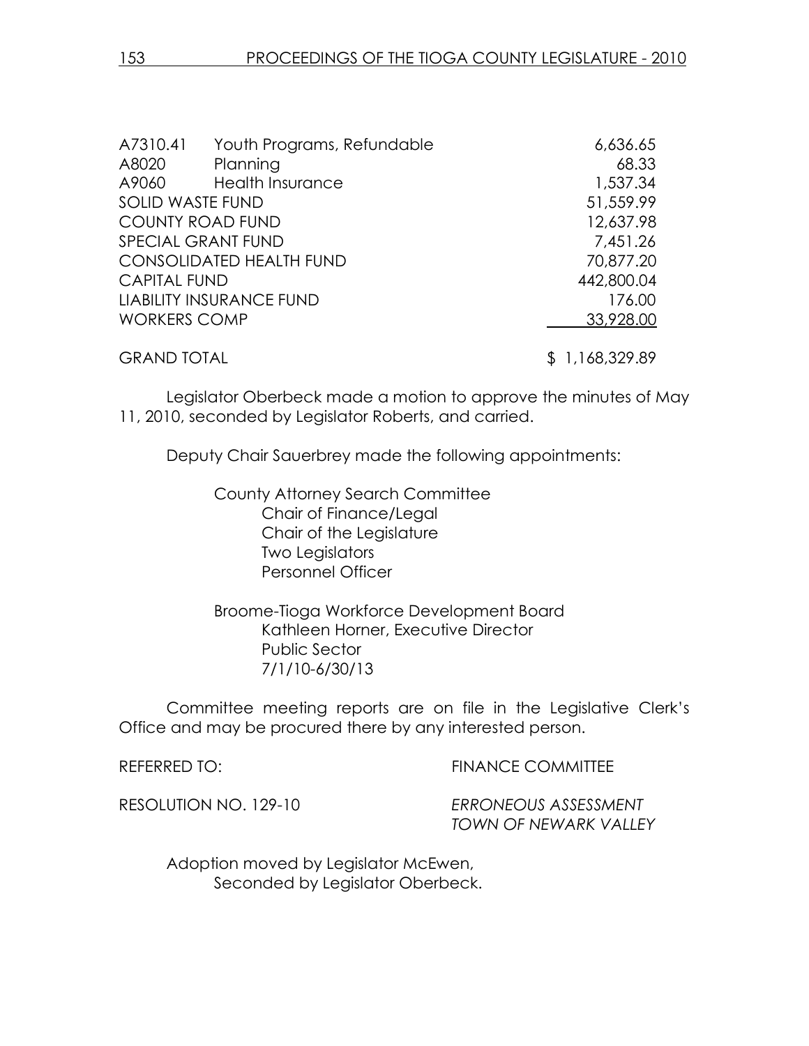| | | |
|---|---|---|
| A7310.41 | Youth Programs, Refundable | 6,636.65 |
| A8020 | Planning | 68.33 |
| A9060 | Health Insurance | 1,537.34 |
| SOLID WASTE FUND | | 51,559.99 |
| COUNTY ROAD FUND | | 12,637.98 |
| SPECIAL GRANT FUND | | 7,451.26 |
| CONSOLIDATED HEALTH FUND | | 70,877.20 |
| CAPITAL FUND | | 442,800.04 |
| LIABILITY INSURANCE FUND | | 176.00 |
| WORKERS COMP | | 33,928.00 |
| GRAND TOTAL | | $ 1,168,329.89 |

Legislator Oberbeck made a motion to approve the minutes of May 11, 2010, seconded by Legislator Roberts, and carried.

Deputy Chair Sauerbrey made the following appointments:

County Attorney Search Committee
Chair of Finance/Legal
Chair of the Legislature
Two Legislators
Personnel Officer

Broome-Tioga Workforce Development Board
Kathleen Horner, Executive Director
Public Sector
7/1/10-6/30/13

Committee meeting reports are on file in the Legislative Clerk's Office and may be procured there by any interested person.

REFERRED TO: FINANCE COMMITTEE

RESOLUTION NO. 129-10 *ERRONEOUS ASSESSMENT TOWN OF NEWARK VALLEY*

Adoption moved by Legislator McEwen,
Seconded by Legislator Oberbeck.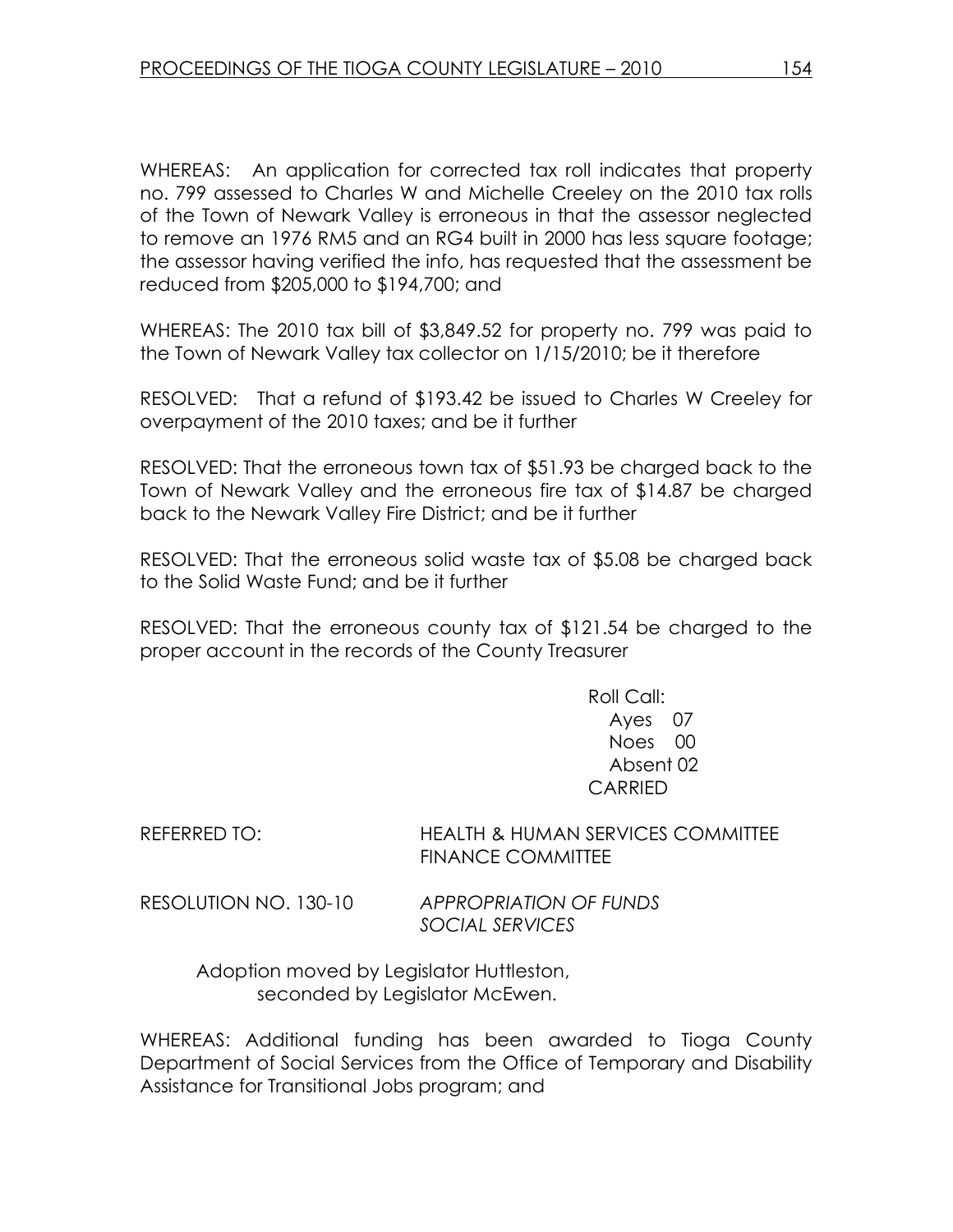WHEREAS: An application for corrected tax roll indicates that property no. 799 assessed to Charles W and Michelle Creeley on the 2010 tax rolls of the Town of Newark Valley is erroneous in that the assessor neglected to remove an 1976 RM5 and an RG4 built in 2000 has less square footage; the assessor having verified the info, has requested that the assessment be reduced from $205,000 to $194,700; and

WHEREAS: The 2010 tax bill of $3,849.52 for property no. 799 was paid to the Town of Newark Valley tax collector on 1/15/2010; be it therefore

RESOLVED: That a refund of $193.42 be issued to Charles W Creeley for overpayment of the 2010 taxes; and be it further

RESOLVED: That the erroneous town tax of $51.93 be charged back to the Town of Newark Valley and the erroneous fire tax of $14.87 be charged back to the Newark Valley Fire District; and be it further

RESOLVED: That the erroneous solid waste tax of $5.08 be charged back to the Solid Waste Fund; and be it further

RESOLVED: That the erroneous county tax of $121.54 be charged to the proper account in the records of the County Treasurer

Roll Call:
Ayes 07
Noes 00
Absent 02
CARRIED

REFERRED TO: HEALTH & HUMAN SERVICES COMMITTEE
FINANCE COMMITTEE

RESOLUTION NO. 130-10 *APPROPRIATION OF FUNDS*
*SOCIAL SERVICES*

Adoption moved by Legislator Huttleston, seconded by Legislator McEwen.

WHEREAS: Additional funding has been awarded to Tioga County Department of Social Services from the Office of Temporary and Disability Assistance for Transitional Jobs program; and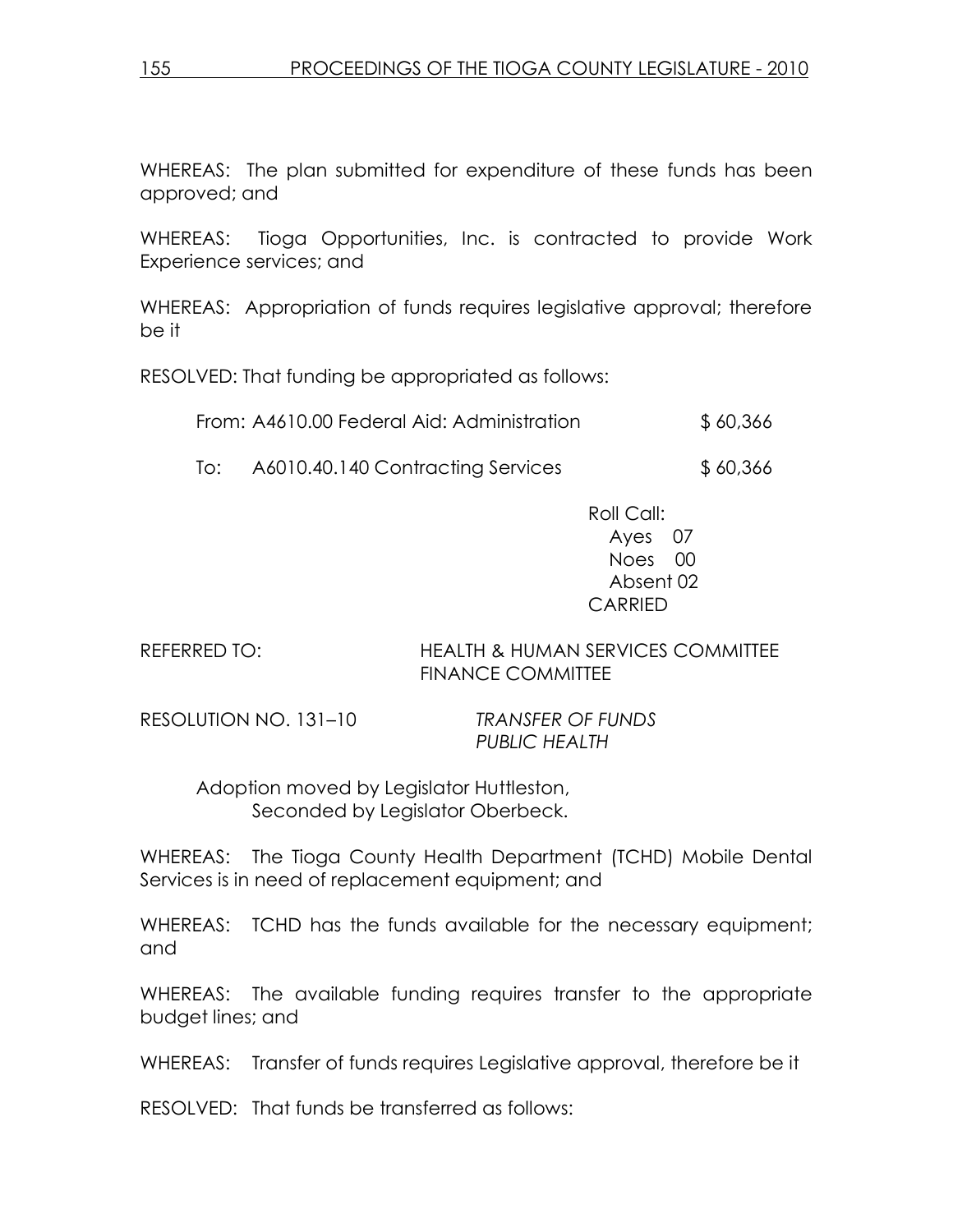WHEREAS: The plan submitted for expenditure of these funds has been approved; and

WHEREAS: Tioga Opportunities, Inc. is contracted to provide Work Experience services; and

WHEREAS: Appropriation of funds requires legislative approval; therefore be it

RESOLVED: That funding be appropriated as follows:

| | | |
|---|---|---|
| From: | A4610.00 Federal Aid: Administration | $ 60,366 |
| To: | A6010.40.140 Contracting Services | $ 60,366 |

Roll Call:
Ayes 07
Noes 00
Absent 02
CARRIED

REFERRED TO: HEALTH & HUMAN SERVICES COMMITTEE
FINANCE COMMITTEE

RESOLUTION NO. 131–10 *TRANSFER OF FUNDS*
*PUBLIC HEALTH*

Adoption moved by Legislator Huttleston,
Seconded by Legislator Oberbeck.

WHEREAS: The Tioga County Health Department (TCHD) Mobile Dental Services is in need of replacement equipment; and

WHEREAS: TCHD has the funds available for the necessary equipment; and

WHEREAS: The available funding requires transfer to the appropriate budget lines; and

WHEREAS: Transfer of funds requires Legislative approval, therefore be it

RESOLVED: That funds be transferred as follows: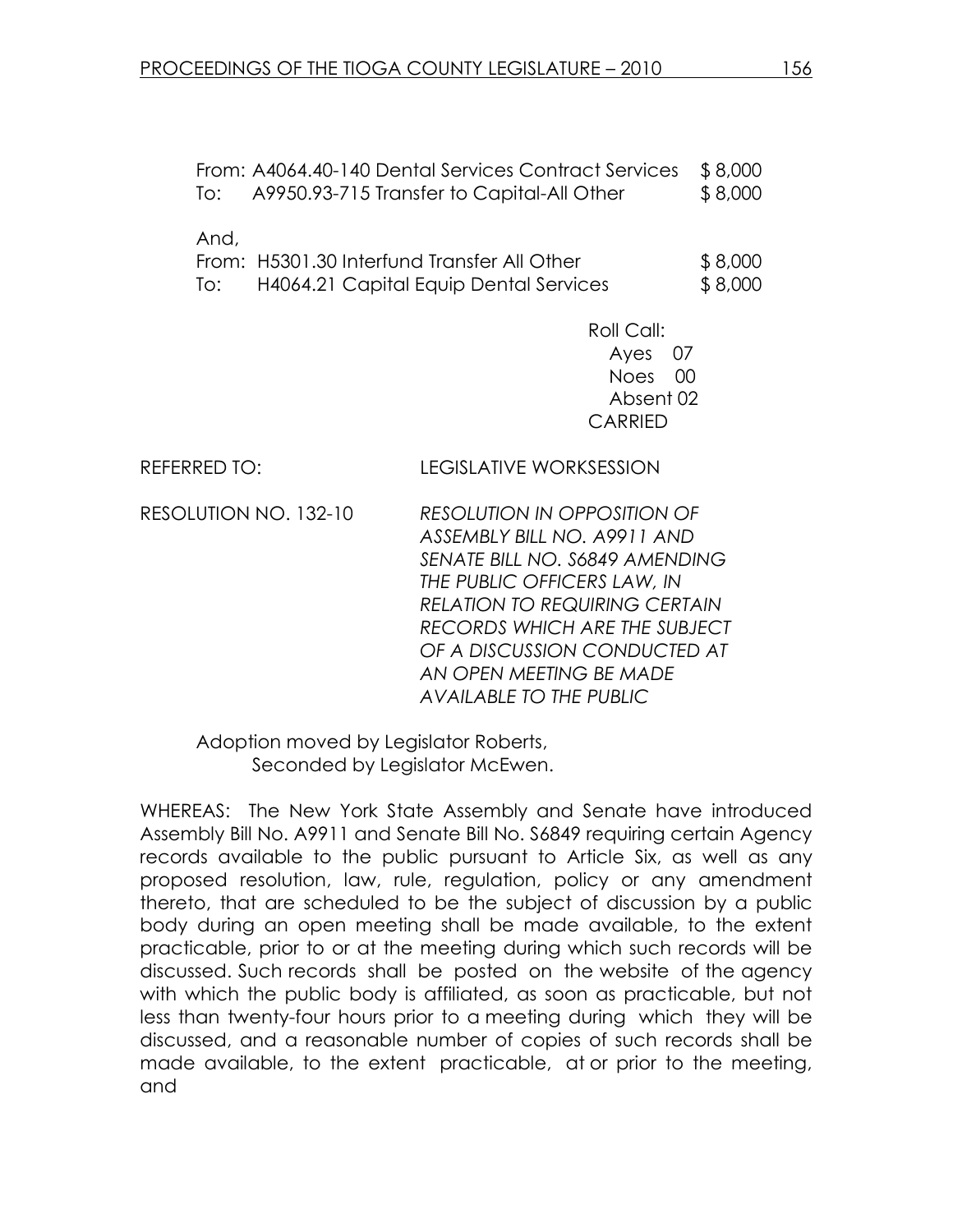From: A4064.40-140 Dental Services Contract Services $ 8,000
To: A9950.93-715 Transfer to Capital-All Other $ 8,000

And,
From: H5301.30 Interfund Transfer All Other $ 8,000
To: H4064.21 Capital Equip Dental Services $ 8,000

Roll Call:
Ayes 07
Noes 00
Absent 02
CARRIED

REFERRED TO: LEGISLATIVE WORKSESSION

RESOLUTION NO. 132-10 *RESOLUTION IN OPPOSITION OF ASSEMBLY BILL NO. A9911 AND SENATE BILL NO. S6849 AMENDING THE PUBLIC OFFICERS LAW, IN RELATION TO REQUIRING CERTAIN RECORDS WHICH ARE THE SUBJECT OF A DISCUSSION CONDUCTED AT AN OPEN MEETING BE MADE AVAILABLE TO THE PUBLIC*

Adoption moved by Legislator Roberts,
Seconded by Legislator McEwen.

WHEREAS: The New York State Assembly and Senate have introduced Assembly Bill No. A9911 and Senate Bill No. S6849 requiring certain Agency records available to the public pursuant to Article Six, as well as any proposed resolution, law, rule, regulation, policy or any amendment thereto, that are scheduled to be the subject of discussion by a public body during an open meeting shall be made available, to the extent practicable, prior to or at the meeting during which such records will be discussed. Such records shall be posted on the website of the agency with which the public body is affiliated, as soon as practicable, but not less than twenty-four hours prior to a meeting during which they will be discussed, and a reasonable number of copies of such records shall be made available, to the extent practicable, at or prior to the meeting, and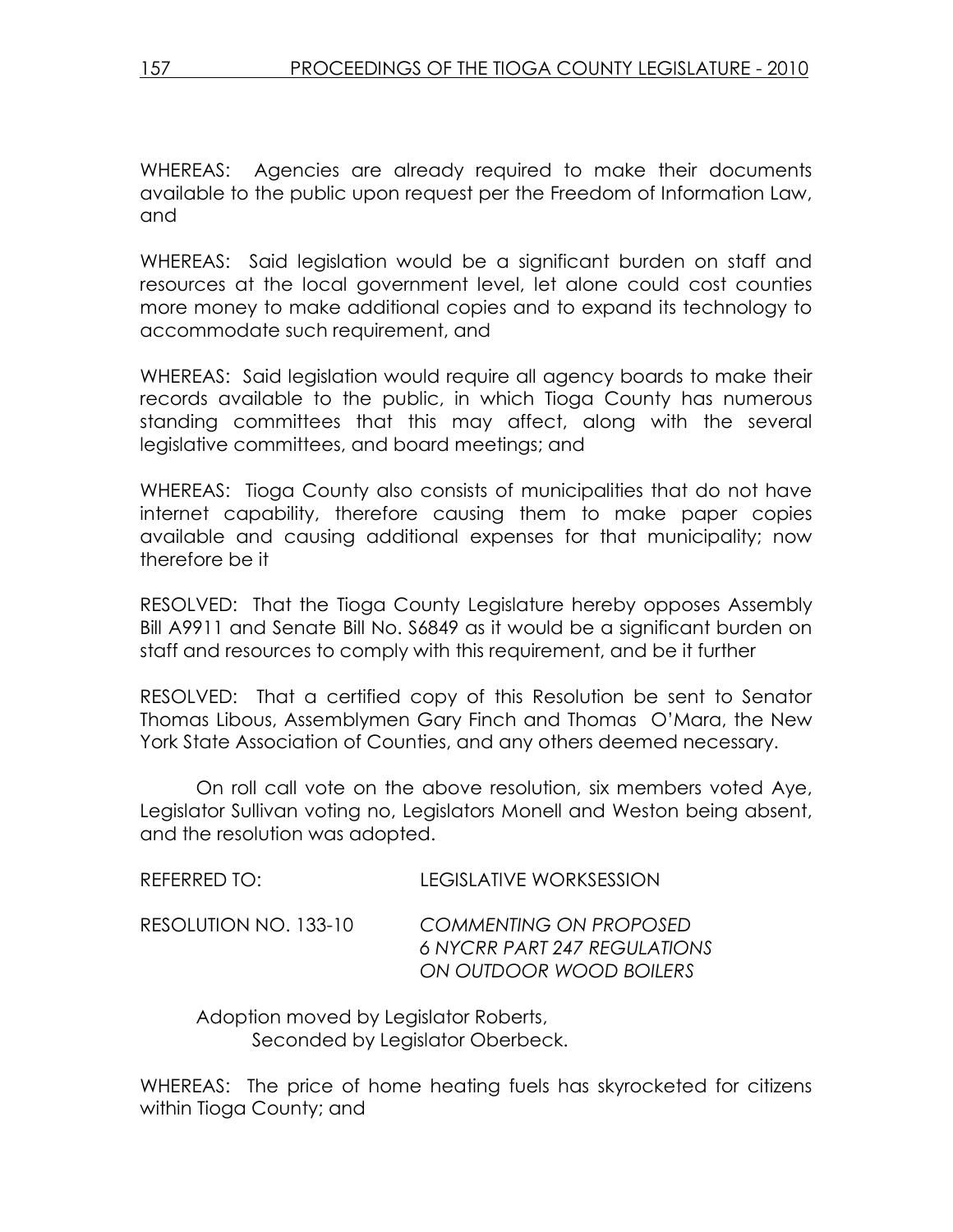WHEREAS: Agencies are already required to make their documents available to the public upon request per the Freedom of Information Law, and

WHEREAS: Said legislation would be a significant burden on staff and resources at the local government level, let alone could cost counties more money to make additional copies and to expand its technology to accommodate such requirement, and

WHEREAS: Said legislation would require all agency boards to make their records available to the public, in which Tioga County has numerous standing committees that this may affect, along with the several legislative committees, and board meetings; and

WHEREAS: Tioga County also consists of municipalities that do not have internet capability, therefore causing them to make paper copies available and causing additional expenses for that municipality; now therefore be it

RESOLVED: That the Tioga County Legislature hereby opposes Assembly Bill A9911 and Senate Bill No. S6849 as it would be a significant burden on staff and resources to comply with this requirement, and be it further

RESOLVED: That a certified copy of this Resolution be sent to Senator Thomas Libous, Assemblymen Gary Finch and Thomas O'Mara, the New York State Association of Counties, and any others deemed necessary.

On roll call vote on the above resolution, six members voted Aye, Legislator Sullivan voting no, Legislators Monell and Weston being absent, and the resolution was adopted.

REFERRED TO: LEGISLATIVE WORKSESSION

RESOLUTION NO. 133-10 *COMMENTING ON PROPOSED 6 NYCRR PART 247 REGULATIONS ON OUTDOOR WOOD BOILERS*

Adoption moved by Legislator Roberts,
Seconded by Legislator Oberbeck.

WHEREAS: The price of home heating fuels has skyrocketed for citizens within Tioga County; and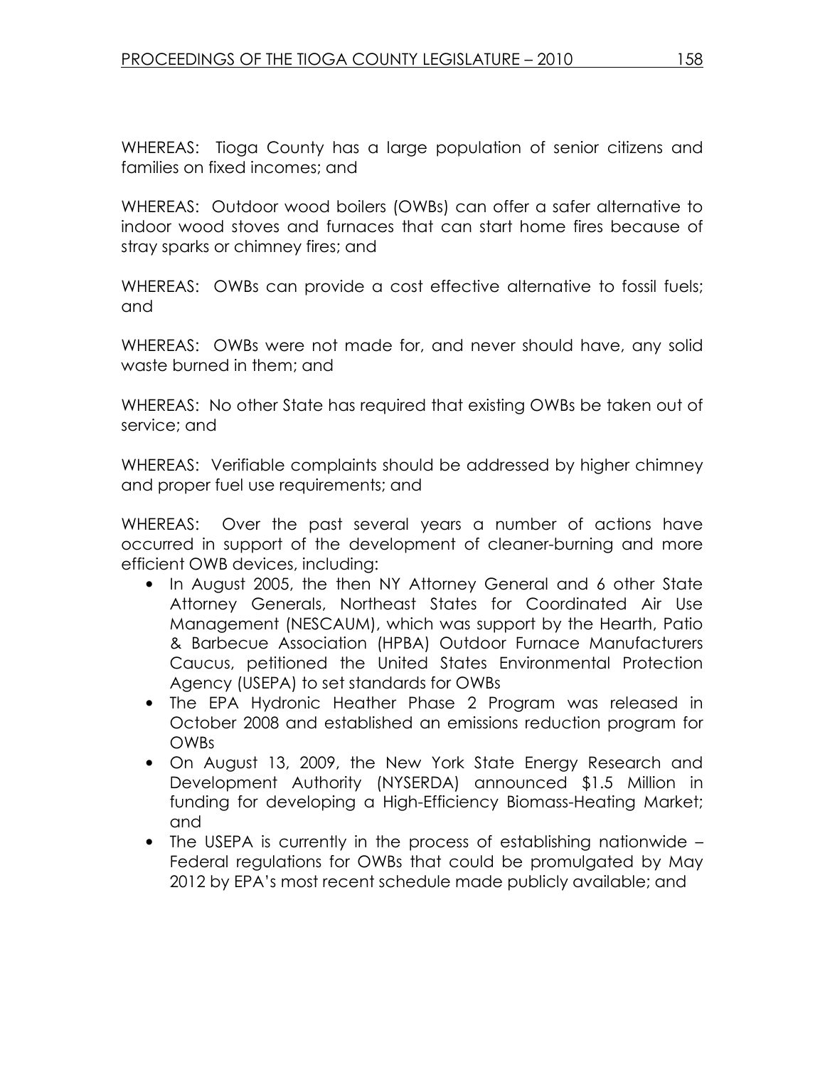WHEREAS: Tioga County has a large population of senior citizens and families on fixed incomes; and

WHEREAS: Outdoor wood boilers (OWBs) can offer a safer alternative to indoor wood stoves and furnaces that can start home fires because of stray sparks or chimney fires; and

WHEREAS: OWBs can provide a cost effective alternative to fossil fuels; and

WHEREAS: OWBs were not made for, and never should have, any solid waste burned in them; and

WHEREAS: No other State has required that existing OWBs be taken out of service; and

WHEREAS: Verifiable complaints should be addressed by higher chimney and proper fuel use requirements; and

WHEREAS: Over the past several years a number of actions have occurred in support of the development of cleaner-burning and more efficient OWB devices, including:

- In August 2005, the then NY Attorney General and 6 other State Attorney Generals, Northeast States for Coordinated Air Use Management (NESCAUM), which was support by the Hearth, Patio & Barbecue Association (HPBA) Outdoor Furnace Manufacturers Caucus, petitioned the United States Environmental Protection Agency (USEPA) to set standards for OWBs
- The EPA Hydronic Heather Phase 2 Program was released in October 2008 and established an emissions reduction program for OWBs
- On August 13, 2009, the New York State Energy Research and Development Authority (NYSERDA) announced $1.5 Million in funding for developing a High-Efficiency Biomass-Heating Market; and
- The USEPA is currently in the process of establishing nationwide – Federal regulations for OWBs that could be promulgated by May 2012 by EPA's most recent schedule made publicly available; and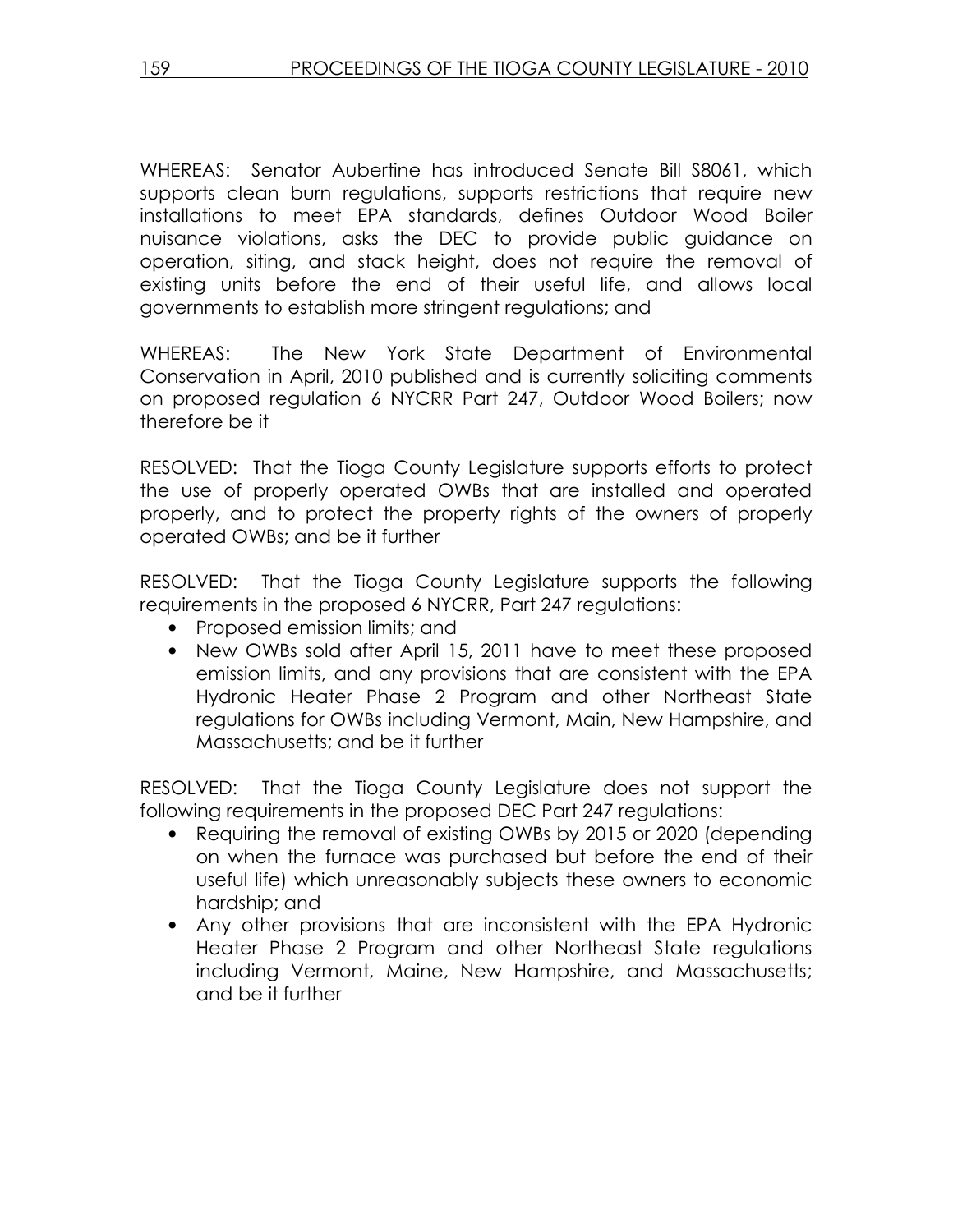WHEREAS: Senator Aubertine has introduced Senate Bill S8061, which supports clean burn regulations, supports restrictions that require new installations to meet EPA standards, defines Outdoor Wood Boiler nuisance violations, asks the DEC to provide public guidance on operation, siting, and stack height, does not require the removal of existing units before the end of their useful life, and allows local governments to establish more stringent regulations; and

WHEREAS: The New York State Department of Environmental Conservation in April, 2010 published and is currently soliciting comments on proposed regulation 6 NYCRR Part 247, Outdoor Wood Boilers; now therefore be it

RESOLVED: That the Tioga County Legislature supports efforts to protect the use of properly operated OWBs that are installed and operated properly, and to protect the property rights of the owners of properly operated OWBs; and be it further

RESOLVED: That the Tioga County Legislature supports the following requirements in the proposed 6 NYCRR, Part 247 regulations:

- Proposed emission limits; and
- New OWBs sold after April 15, 2011 have to meet these proposed emission limits, and any provisions that are consistent with the EPA Hydronic Heater Phase 2 Program and other Northeast State regulations for OWBs including Vermont, Main, New Hampshire, and Massachusetts; and be it further

RESOLVED: That the Tioga County Legislature does not support the following requirements in the proposed DEC Part 247 regulations:

- Requiring the removal of existing OWBs by 2015 or 2020 (depending on when the furnace was purchased but before the end of their useful life) which unreasonably subjects these owners to economic hardship; and
- Any other provisions that are inconsistent with the EPA Hydronic Heater Phase 2 Program and other Northeast State regulations including Vermont, Maine, New Hampshire, and Massachusetts; and be it further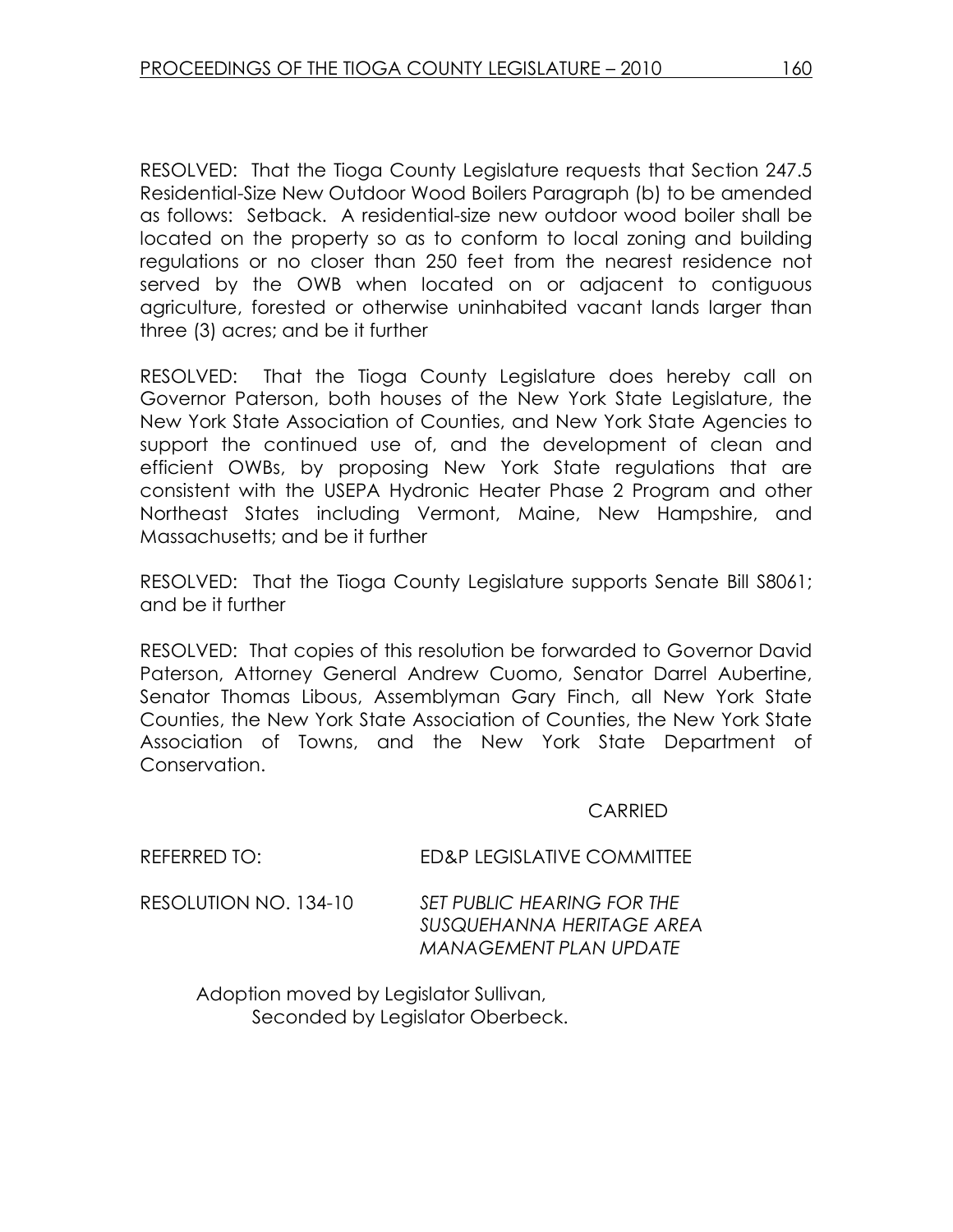RESOLVED: That the Tioga County Legislature requests that Section 247.5 Residential-Size New Outdoor Wood Boilers Paragraph (b) to be amended as follows: Setback. A residential-size new outdoor wood boiler shall be located on the property so as to conform to local zoning and building regulations or no closer than 250 feet from the nearest residence not served by the OWB when located on or adjacent to contiguous agriculture, forested or otherwise uninhabited vacant lands larger than three (3) acres; and be it further

RESOLVED: That the Tioga County Legislature does hereby call on Governor Paterson, both houses of the New York State Legislature, the New York State Association of Counties, and New York State Agencies to support the continued use of, and the development of clean and efficient OWBs, by proposing New York State regulations that are consistent with the USEPA Hydronic Heater Phase 2 Program and other Northeast States including Vermont, Maine, New Hampshire, and Massachusetts; and be it further

RESOLVED: That the Tioga County Legislature supports Senate Bill S8061; and be it further

RESOLVED: That copies of this resolution be forwarded to Governor David Paterson, Attorney General Andrew Cuomo, Senator Darrel Aubertine, Senator Thomas Libous, Assemblyman Gary Finch, all New York State Counties, the New York State Association of Counties, the New York State Association of Towns, and the New York State Department of Conservation.

CARRIED

REFERRED TO: ED&P LEGISLATIVE COMMITTEE

RESOLUTION NO. 134-10 *SET PUBLIC HEARING FOR THE SUSQUEHANNA HERITAGE AREA MANAGEMENT PLAN UPDATE*

Adoption moved by Legislator Sullivan,
Seconded by Legislator Oberbeck.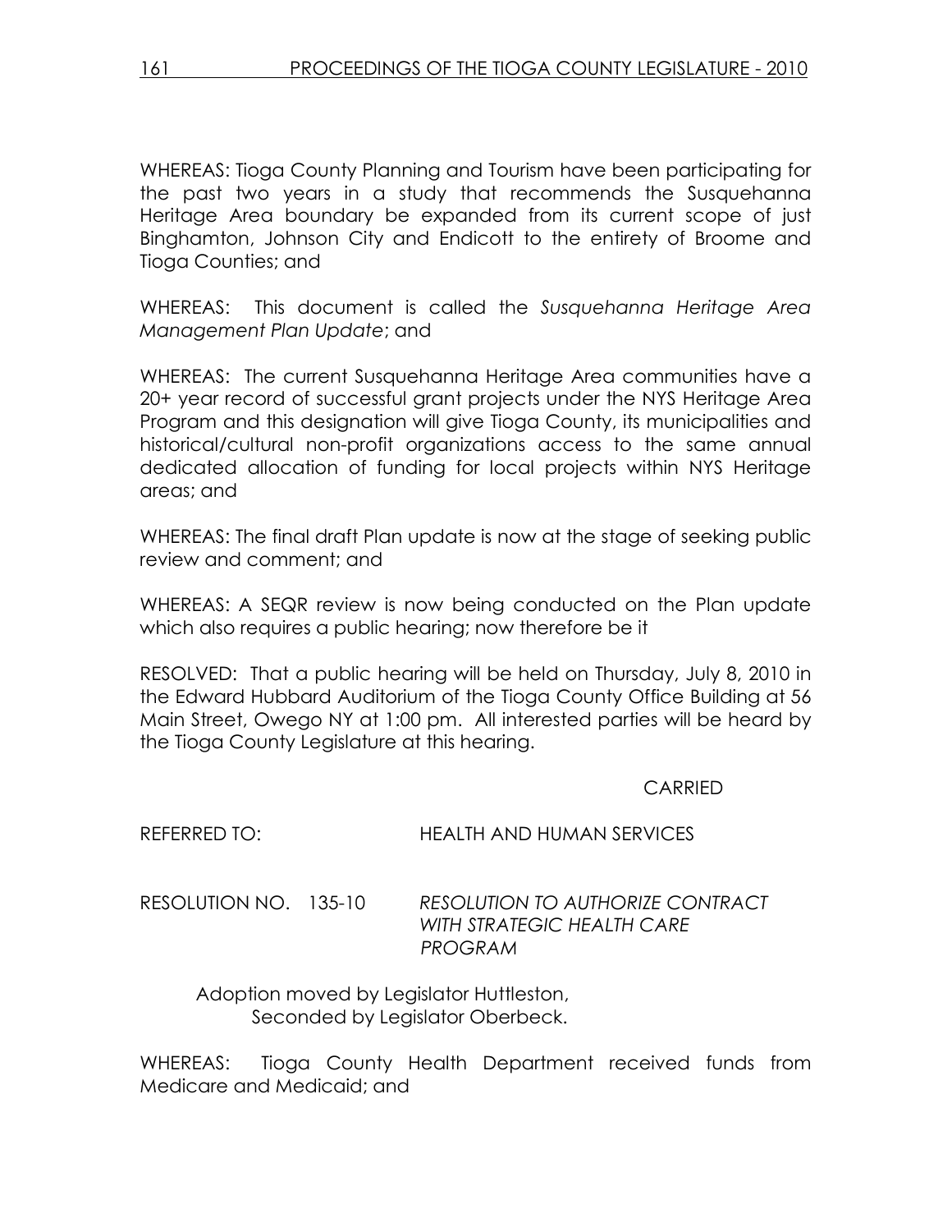WHEREAS: Tioga County Planning and Tourism have been participating for the past two years in a study that recommends the Susquehanna Heritage Area boundary be expanded from its current scope of just Binghamton, Johnson City and Endicott to the entirety of Broome and Tioga Counties; and

WHEREAS: This document is called the *Susquehanna Heritage Area Management Plan Update*; and

WHEREAS: The current Susquehanna Heritage Area communities have a 20+ year record of successful grant projects under the NYS Heritage Area Program and this designation will give Tioga County, its municipalities and historical/cultural non-profit organizations access to the same annual dedicated allocation of funding for local projects within NYS Heritage areas; and

WHEREAS: The final draft Plan update is now at the stage of seeking public review and comment; and

WHEREAS: A SEQR review is now being conducted on the Plan update which also requires a public hearing; now therefore be it

RESOLVED: That a public hearing will be held on Thursday, July 8, 2010 in the Edward Hubbard Auditorium of the Tioga County Office Building at 56 Main Street, Owego NY at 1:00 pm. All interested parties will be heard by the Tioga County Legislature at this hearing.

CARRIED

REFERRED TO: HEALTH AND HUMAN SERVICES

RESOLUTION NO. 135-10 *RESOLUTION TO AUTHORIZE CONTRACT WITH STRATEGIC HEALTH CARE PROGRAM*

Adoption moved by Legislator Huttleston,
Seconded by Legislator Oberbeck.

WHEREAS: Tioga County Health Department received funds from Medicare and Medicaid; and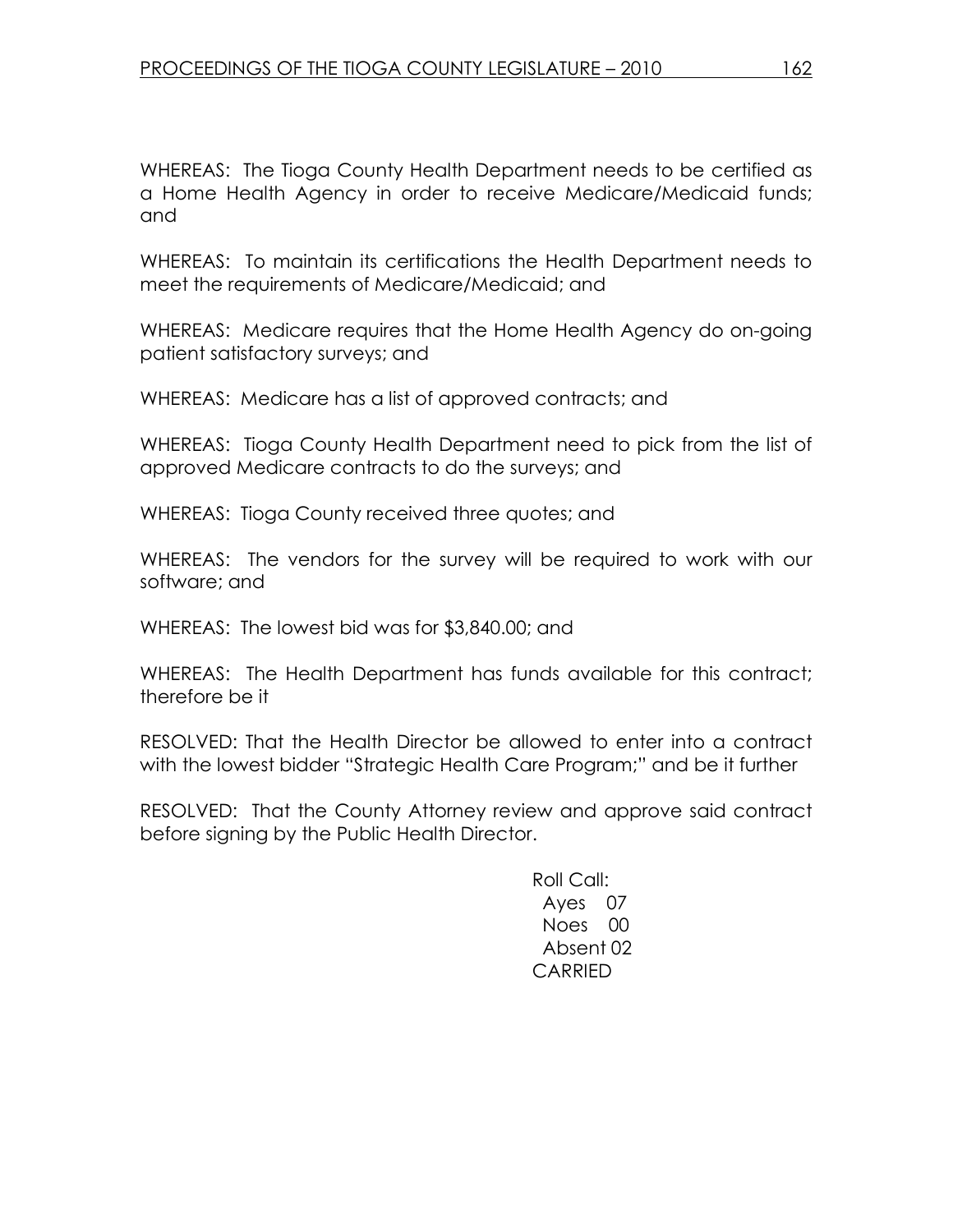WHEREAS: The Tioga County Health Department needs to be certified as a Home Health Agency in order to receive Medicare/Medicaid funds; and

WHEREAS: To maintain its certifications the Health Department needs to meet the requirements of Medicare/Medicaid; and

WHEREAS: Medicare requires that the Home Health Agency do on-going patient satisfactory surveys; and

WHEREAS: Medicare has a list of approved contracts; and

WHEREAS: Tioga County Health Department need to pick from the list of approved Medicare contracts to do the surveys; and

WHEREAS: Tioga County received three quotes; and

WHEREAS: The vendors for the survey will be required to work with our software; and

WHEREAS: The lowest bid was for $3,840.00; and

WHEREAS: The Health Department has funds available for this contract; therefore be it

RESOLVED: That the Health Director be allowed to enter into a contract with the lowest bidder "Strategic Health Care Program;" and be it further

RESOLVED: That the County Attorney review and approve said contract before signing by the Public Health Director.

Roll Call:
Ayes 07
Noes 00
Absent 02
CARRIED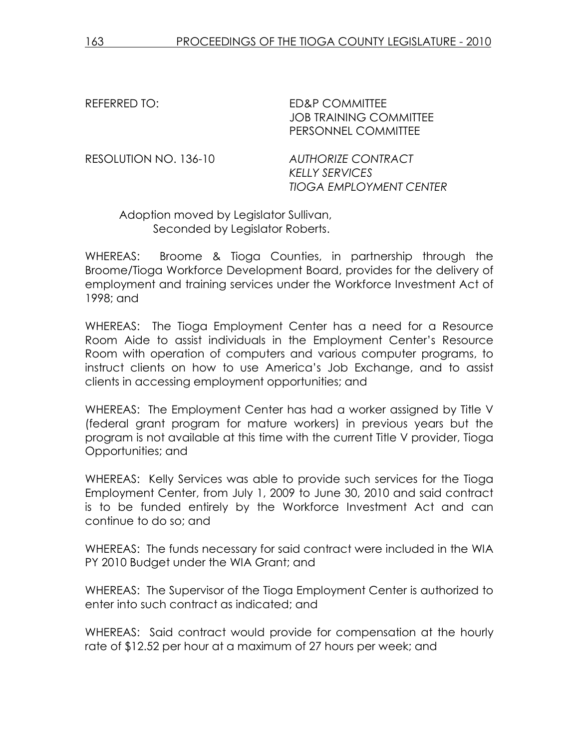REFERRED TO: ED&P COMMITTEE
JOB TRAINING COMMITTEE
PERSONNEL COMMITTEE

RESOLUTION NO. 136-10 *AUTHORIZE CONTRACT*
*KELLY SERVICES*
*TIOGA EMPLOYMENT CENTER*

Adoption moved by Legislator Sullivan,
Seconded by Legislator Roberts.

WHEREAS: Broome & Tioga Counties, in partnership through the Broome/Tioga Workforce Development Board, provides for the delivery of employment and training services under the Workforce Investment Act of 1998; and

WHEREAS: The Tioga Employment Center has a need for a Resource Room Aide to assist individuals in the Employment Center's Resource Room with operation of computers and various computer programs, to instruct clients on how to use America's Job Exchange, and to assist clients in accessing employment opportunities; and

WHEREAS: The Employment Center has had a worker assigned by Title V (federal grant program for mature workers) in previous years but the program is not available at this time with the current Title V provider, Tioga Opportunities; and

WHEREAS: Kelly Services was able to provide such services for the Tioga Employment Center, from July 1, 2009 to June 30, 2010 and said contract is to be funded entirely by the Workforce Investment Act and can continue to do so; and

WHEREAS: The funds necessary for said contract were included in the WIA PY 2010 Budget under the WIA Grant; and

WHEREAS: The Supervisor of the Tioga Employment Center is authorized to enter into such contract as indicated; and

WHEREAS: Said contract would provide for compensation at the hourly rate of $12.52 per hour at a maximum of 27 hours per week; and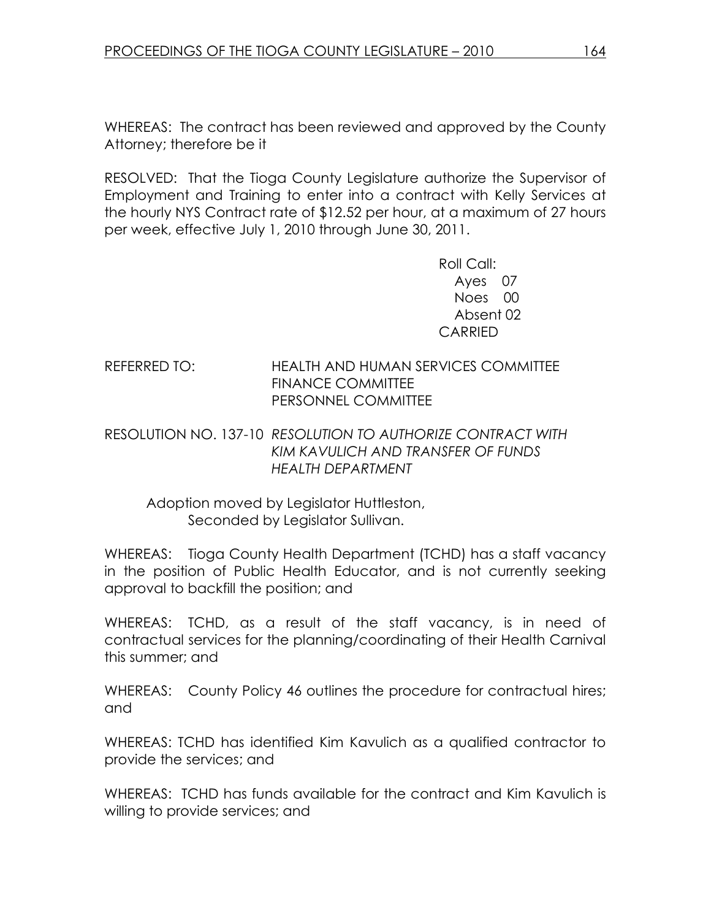WHEREAS: The contract has been reviewed and approved by the County Attorney; therefore be it

RESOLVED: That the Tioga County Legislature authorize the Supervisor of Employment and Training to enter into a contract with Kelly Services at the hourly NYS Contract rate of $12.52 per hour, at a maximum of 27 hours per week, effective July 1, 2010 through June 30, 2011.

Roll Call:
Ayes 07
Noes 00
Absent 02
CARRIED

REFERRED TO: HEALTH AND HUMAN SERVICES COMMITTEE
FINANCE COMMITTEE
PERSONNEL COMMITTEE

RESOLUTION NO. 137-10 *RESOLUTION TO AUTHORIZE CONTRACT WITH KIM KAVULICH AND TRANSFER OF FUNDS HEALTH DEPARTMENT*

Adoption moved by Legislator Huttleston,
Seconded by Legislator Sullivan.

WHEREAS: Tioga County Health Department (TCHD) has a staff vacancy in the position of Public Health Educator, and is not currently seeking approval to backfill the position; and

WHEREAS: TCHD, as a result of the staff vacancy, is in need of contractual services for the planning/coordinating of their Health Carnival this summer; and

WHEREAS: County Policy 46 outlines the procedure for contractual hires; and

WHEREAS: TCHD has identified Kim Kavulich as a qualified contractor to provide the services; and

WHEREAS: TCHD has funds available for the contract and Kim Kavulich is willing to provide services; and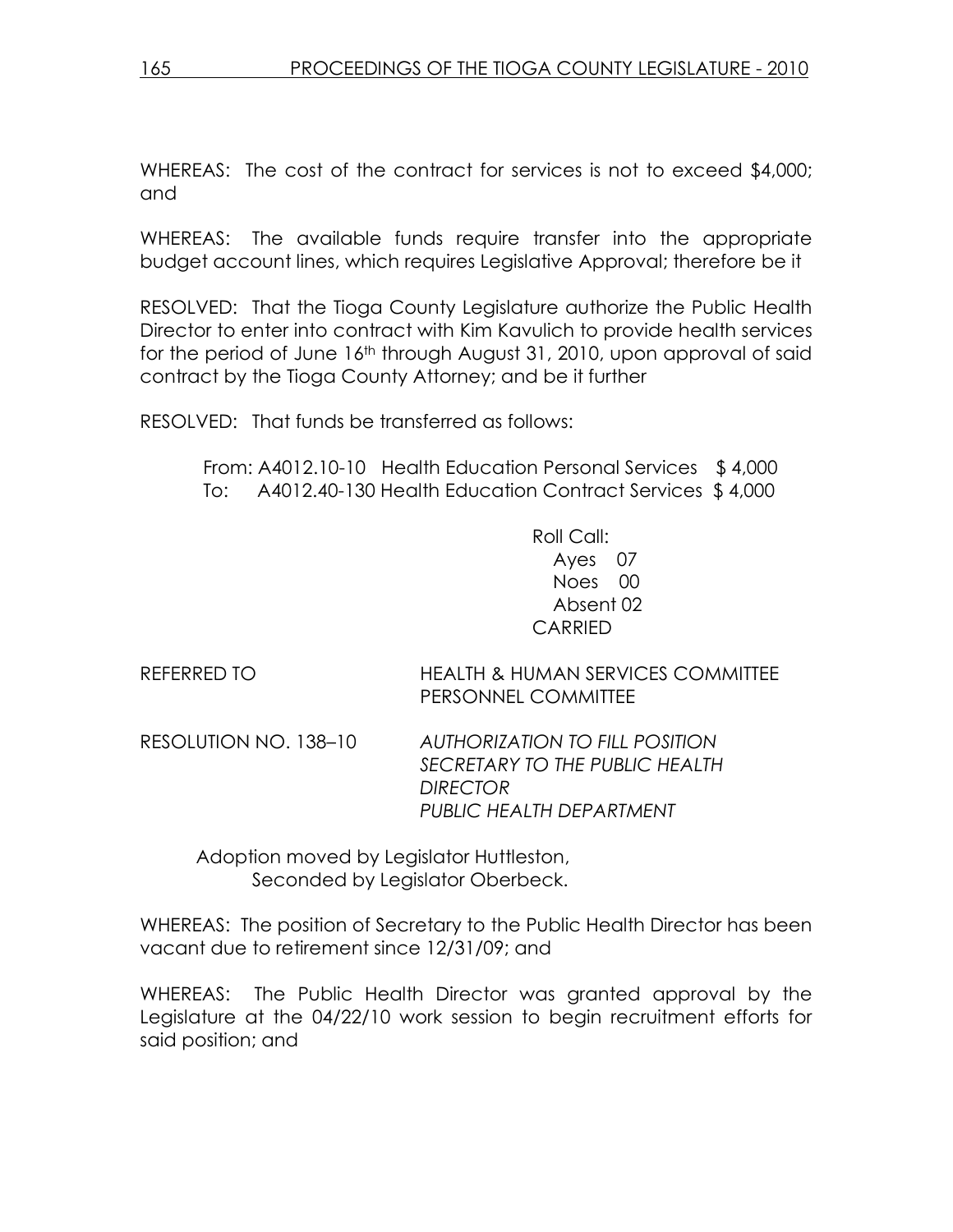WHEREAS: The cost of the contract for services is not to exceed $4,000; and

WHEREAS: The available funds require transfer into the appropriate budget account lines, which requires Legislative Approval; therefore be it

RESOLVED: That the Tioga County Legislature authorize the Public Health Director to enter into contract with Kim Kavulich to provide health services for the period of June 16th through August 31, 2010, upon approval of said contract by the Tioga County Attorney; and be it further

RESOLVED: That funds be transferred as follows:

From: A4012.10-10 Health Education Personal Services $ 4,000
To: A4012.40-130 Health Education Contract Services $ 4,000

Roll Call:
Ayes 07
Noes 00
Absent 02
CARRIED

REFERRED TO HEALTH & HUMAN SERVICES COMMITTEE
PERSONNEL COMMITTEE

RESOLUTION NO. 138–10 *AUTHORIZATION TO FILL POSITION SECRETARY TO THE PUBLIC HEALTH DIRECTOR PUBLIC HEALTH DEPARTMENT*

Adoption moved by Legislator Huttleston,
Seconded by Legislator Oberbeck.

WHEREAS: The position of Secretary to the Public Health Director has been vacant due to retirement since 12/31/09; and

WHEREAS: The Public Health Director was granted approval by the Legislature at the 04/22/10 work session to begin recruitment efforts for said position; and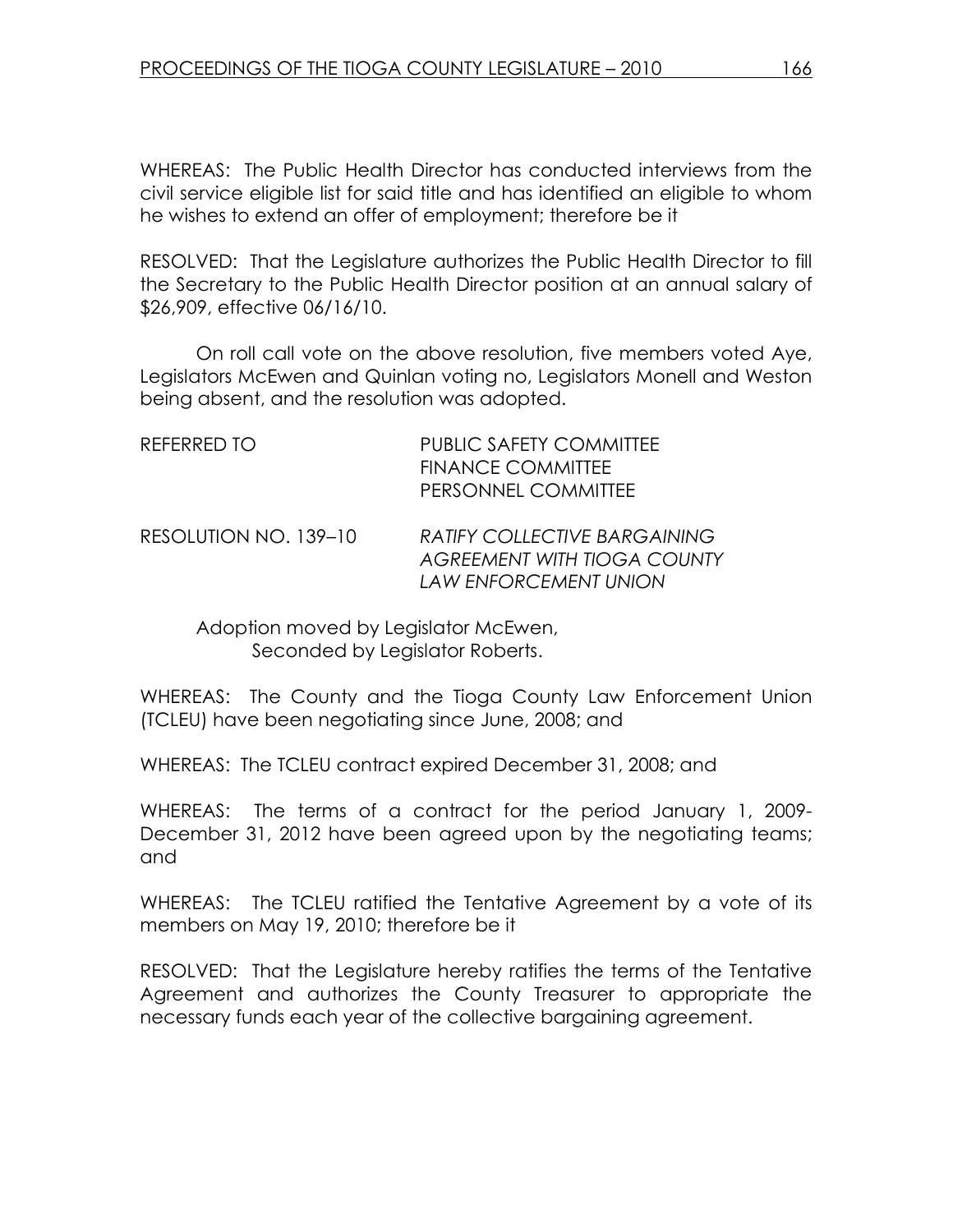WHEREAS: The Public Health Director has conducted interviews from the civil service eligible list for said title and has identified an eligible to whom he wishes to extend an offer of employment; therefore be it

RESOLVED: That the Legislature authorizes the Public Health Director to fill the Secretary to the Public Health Director position at an annual salary of $26,909, effective 06/16/10.

On roll call vote on the above resolution, five members voted Aye, Legislators McEwen and Quinlan voting no, Legislators Monell and Weston being absent, and the resolution was adopted.

REFERRED TO PUBLIC SAFETY COMMITTEE
FINANCE COMMITTEE
PERSONNEL COMMITTEE

RESOLUTION NO. 139–10 *RATIFY COLLECTIVE BARGAINING AGREEMENT WITH TIOGA COUNTY LAW ENFORCEMENT UNION*

Adoption moved by Legislator McEwen,
Seconded by Legislator Roberts.

WHEREAS: The County and the Tioga County Law Enforcement Union (TCLEU) have been negotiating since June, 2008; and

WHEREAS: The TCLEU contract expired December 31, 2008; and

WHEREAS: The terms of a contract for the period January 1, 2009-December 31, 2012 have been agreed upon by the negotiating teams; and

WHEREAS: The TCLEU ratified the Tentative Agreement by a vote of its members on May 19, 2010; therefore be it

RESOLVED: That the Legislature hereby ratifies the terms of the Tentative Agreement and authorizes the County Treasurer to appropriate the necessary funds each year of the collective bargaining agreement.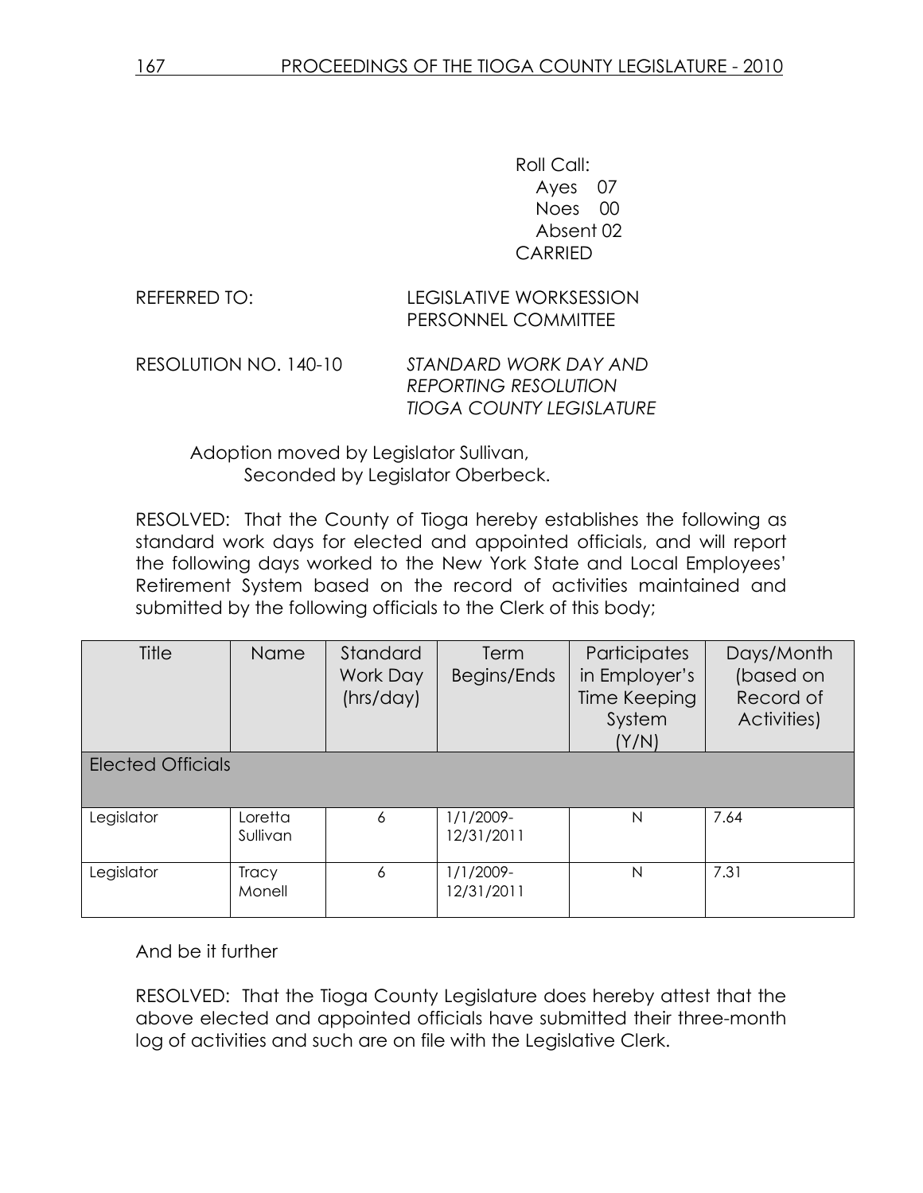Roll Call:
Ayes 07
Noes 00
Absent 02
CARRIED

REFERRED TO: LEGISLATIVE WORKSESSION
PERSONNEL COMMITTEE

RESOLUTION NO. 140-10 *STANDARD WORK DAY AND REPORTING RESOLUTION TIOGA COUNTY LEGISLATURE*

Adoption moved by Legislator Sullivan,
Seconded by Legislator Oberbeck.

RESOLVED: That the County of Tioga hereby establishes the following as standard work days for elected and appointed officials, and will report the following days worked to the New York State and Local Employees' Retirement System based on the record of activities maintained and submitted by the following officials to the Clerk of this body;

| Title | Name | Standard Work Day (hrs/day) | Term Begins/Ends | Participates in Employer's Time Keeping System (Y/N) | Days/Month (based on Record of Activities) |
|---|---|---|---|---|---|
| Elected Officials | | | | | |
| Legislator | Loretta Sullivan | 6 | 1/1/2009-12/31/2011 | N | 7.64 |
| Legislator | Tracy Monell | 6 | 1/1/2009-12/31/2011 | N | 7.31 |

And be it further

RESOLVED: That the Tioga County Legislature does hereby attest that the above elected and appointed officials have submitted their three-month log of activities and such are on file with the Legislative Clerk.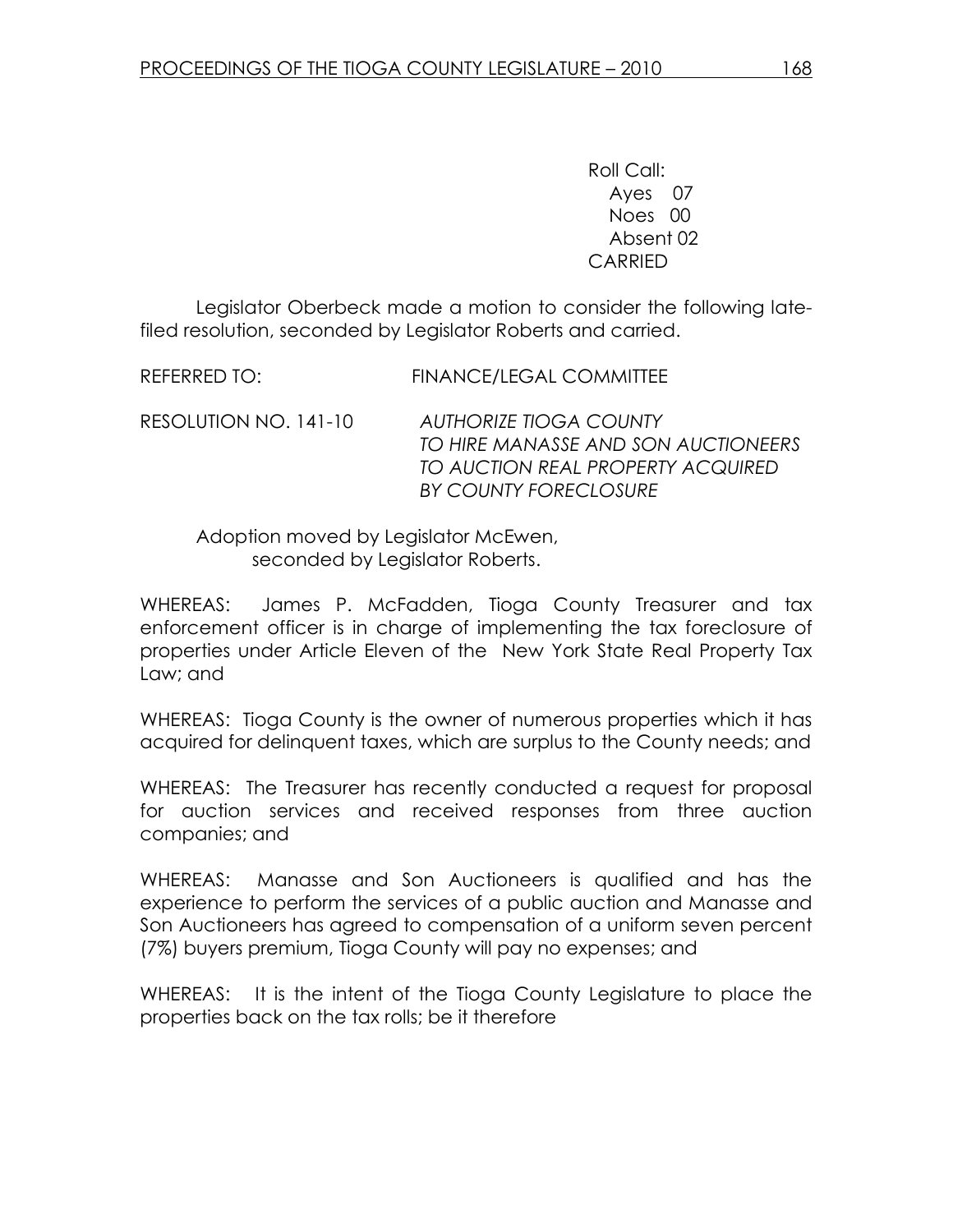Roll Call:
Ayes 07
Noes 00
Absent 02
CARRIED

Legislator Oberbeck made a motion to consider the following late-filed resolution, seconded by Legislator Roberts and carried.

REFERRED TO: FINANCE/LEGAL COMMITTEE

RESOLUTION NO. 141-10 *AUTHORIZE TIOGA COUNTY TO HIRE MANASSE AND SON AUCTIONEERS TO AUCTION REAL PROPERTY ACQUIRED BY COUNTY FORECLOSURE*

Adoption moved by Legislator McEwen, seconded by Legislator Roberts.

WHEREAS: James P. McFadden, Tioga County Treasurer and tax enforcement officer is in charge of implementing the tax foreclosure of properties under Article Eleven of the New York State Real Property Tax Law; and

WHEREAS: Tioga County is the owner of numerous properties which it has acquired for delinquent taxes, which are surplus to the County needs; and

WHEREAS: The Treasurer has recently conducted a request for proposal for auction services and received responses from three auction companies; and

WHEREAS: Manasse and Son Auctioneers is qualified and has the experience to perform the services of a public auction and Manasse and Son Auctioneers has agreed to compensation of a uniform seven percent (7%) buyers premium, Tioga County will pay no expenses; and

WHEREAS: It is the intent of the Tioga County Legislature to place the properties back on the tax rolls; be it therefore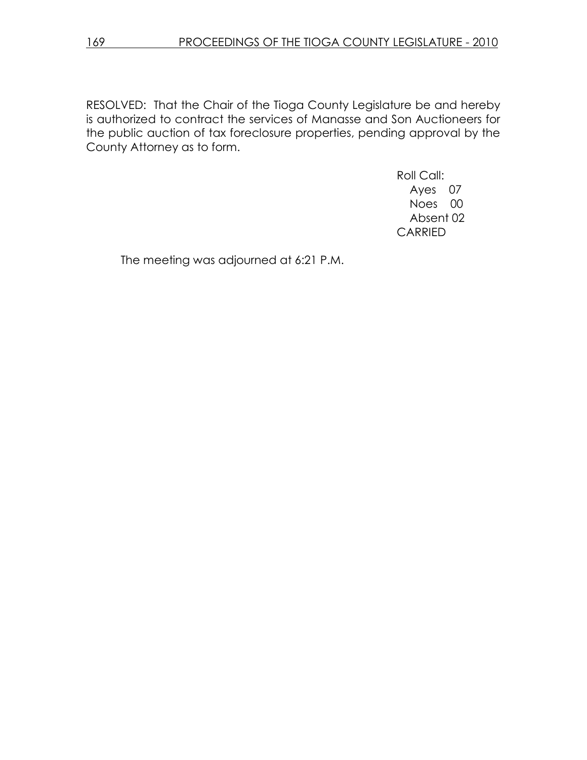RESOLVED: That the Chair of the Tioga County Legislature be and hereby is authorized to contract the services of Manasse and Son Auctioneers for the public auction of tax foreclosure properties, pending approval by the County Attorney as to form.

Roll Call:
Ayes 07
Noes 00
Absent 02
CARRIED

The meeting was adjourned at 6:21 P.M.